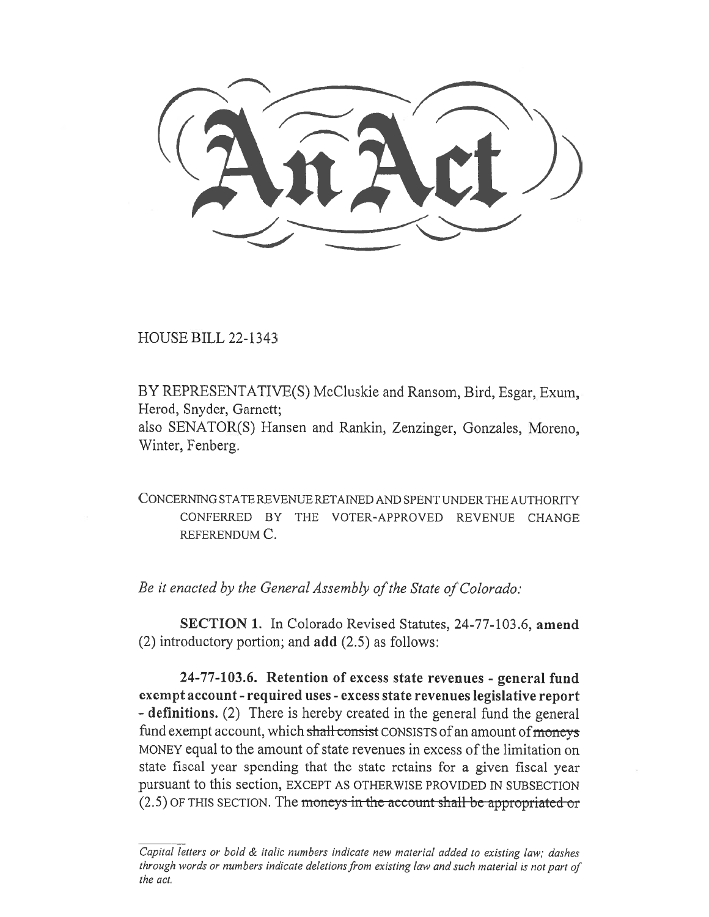# An Act

HOUSE BILL 22-1343

BY REPRESENTATIVE(S) McCluskie and Ransom, Bird, Esgar, Exum, Herod, Snyder, Garnett;
also SENATOR(S) Hansen and Rankin, Zenzinger, Gonzales, Moreno, Winter, Fenberg.

CONCERNING STATE REVENUE RETAINED AND SPENT UNDER THE AUTHORITY CONFERRED BY THE VOTER-APPROVED REVENUE CHANGE REFERENDUM C.

*Be it enacted by the General Assembly of the State of Colorado:*

**SECTION 1.** In Colorado Revised Statutes, 24-77-103.6, **amend** (2) introductory portion; and **add** (2.5) as follows:

**24-77-103.6. Retention of excess state revenues - general fund exempt account - required uses - excess state revenues legislative report - definitions.** (2) There is hereby created in the general fund the general fund exempt account, which ~~shall consist~~ CONSISTS of an amount of ~~moneys~~ MONEY equal to the amount of state revenues in excess of the limitation on state fiscal year spending that the state retains for a given fiscal year pursuant to this section, EXCEPT AS OTHERWISE PROVIDED IN SUBSECTION (2.5) OF THIS SECTION. The ~~moneys in the account shall be appropriated or~~

*Capital letters or bold & italic numbers indicate new material added to existing law; dashes through words or numbers indicate deletions from existing law and such material is not part of the act.*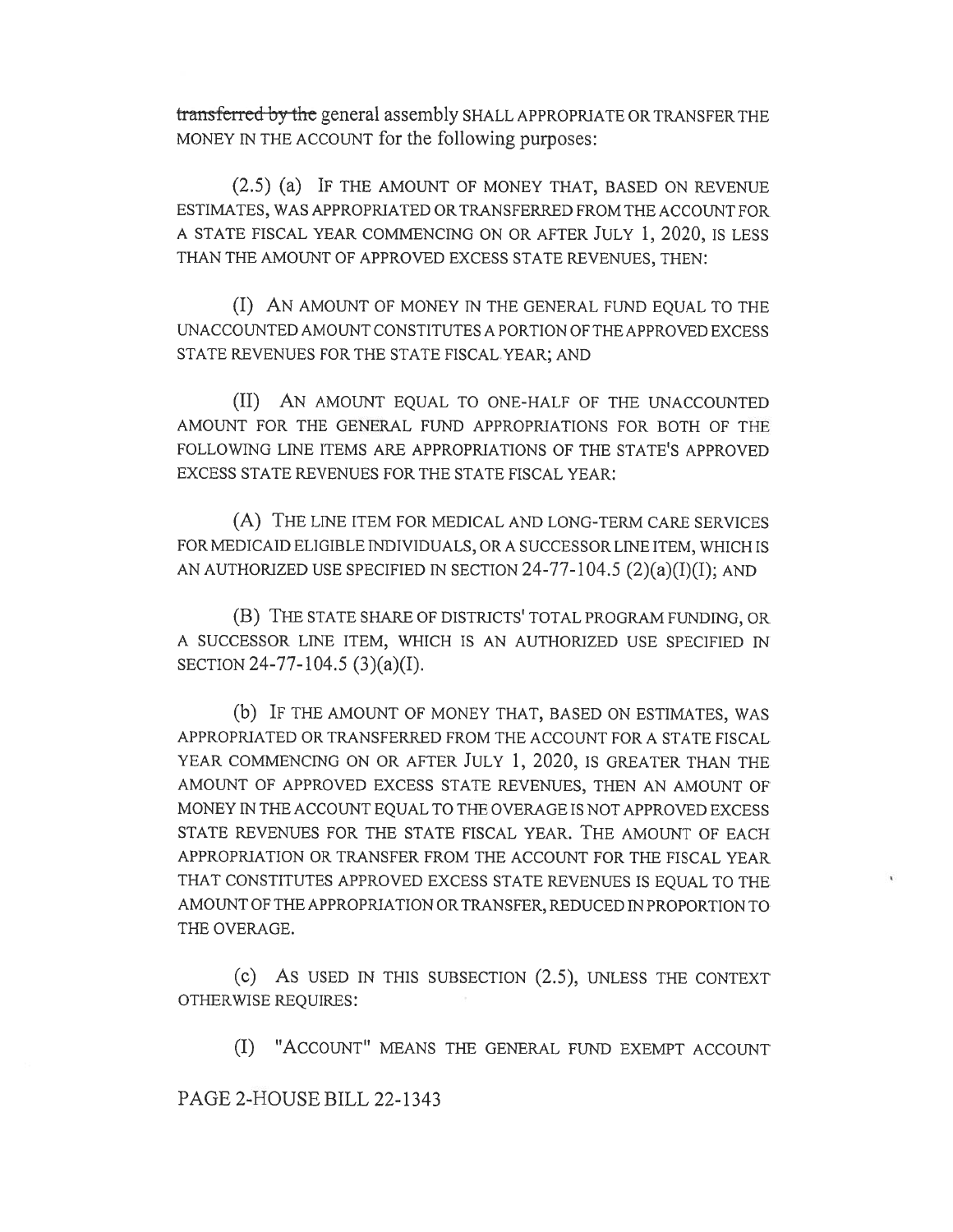~~transferred by the~~ general assembly SHALL APPROPRIATE OR TRANSFER THE MONEY IN THE ACCOUNT for the following purposes:

(2.5) (a) IF THE AMOUNT OF MONEY THAT, BASED ON REVENUE ESTIMATES, WAS APPROPRIATED OR TRANSFERRED FROM THE ACCOUNT FOR A STATE FISCAL YEAR COMMENCING ON OR AFTER JULY 1, 2020, IS LESS THAN THE AMOUNT OF APPROVED EXCESS STATE REVENUES, THEN:

(I) AN AMOUNT OF MONEY IN THE GENERAL FUND EQUAL TO THE UNACCOUNTED AMOUNT CONSTITUTES A PORTION OF THE APPROVED EXCESS STATE REVENUES FOR THE STATE FISCAL YEAR; AND

(II) AN AMOUNT EQUAL TO ONE-HALF OF THE UNACCOUNTED AMOUNT FOR THE GENERAL FUND APPROPRIATIONS FOR BOTH OF THE FOLLOWING LINE ITEMS ARE APPROPRIATIONS OF THE STATE'S APPROVED EXCESS STATE REVENUES FOR THE STATE FISCAL YEAR:

(A) THE LINE ITEM FOR MEDICAL AND LONG-TERM CARE SERVICES FOR MEDICAID ELIGIBLE INDIVIDUALS, OR A SUCCESSOR LINE ITEM, WHICH IS AN AUTHORIZED USE SPECIFIED IN SECTION 24-77-104.5 (2)(a)(I)(I); AND

(B) THE STATE SHARE OF DISTRICTS' TOTAL PROGRAM FUNDING, OR A SUCCESSOR LINE ITEM, WHICH IS AN AUTHORIZED USE SPECIFIED IN SECTION 24-77-104.5 (3)(a)(I).

(b) IF THE AMOUNT OF MONEY THAT, BASED ON ESTIMATES, WAS APPROPRIATED OR TRANSFERRED FROM THE ACCOUNT FOR A STATE FISCAL YEAR COMMENCING ON OR AFTER JULY 1, 2020, IS GREATER THAN THE AMOUNT OF APPROVED EXCESS STATE REVENUES, THEN AN AMOUNT OF MONEY IN THE ACCOUNT EQUAL TO THE OVERAGE IS NOT APPROVED EXCESS STATE REVENUES FOR THE STATE FISCAL YEAR. THE AMOUNT OF EACH APPROPRIATION OR TRANSFER FROM THE ACCOUNT FOR THE FISCAL YEAR THAT CONSTITUTES APPROVED EXCESS STATE REVENUES IS EQUAL TO THE AMOUNT OF THE APPROPRIATION OR TRANSFER, REDUCED IN PROPORTION TO THE OVERAGE.

(c) AS USED IN THIS SUBSECTION (2.5), UNLESS THE CONTEXT OTHERWISE REQUIRES:

(I) "ACCOUNT" MEANS THE GENERAL FUND EXEMPT ACCOUNT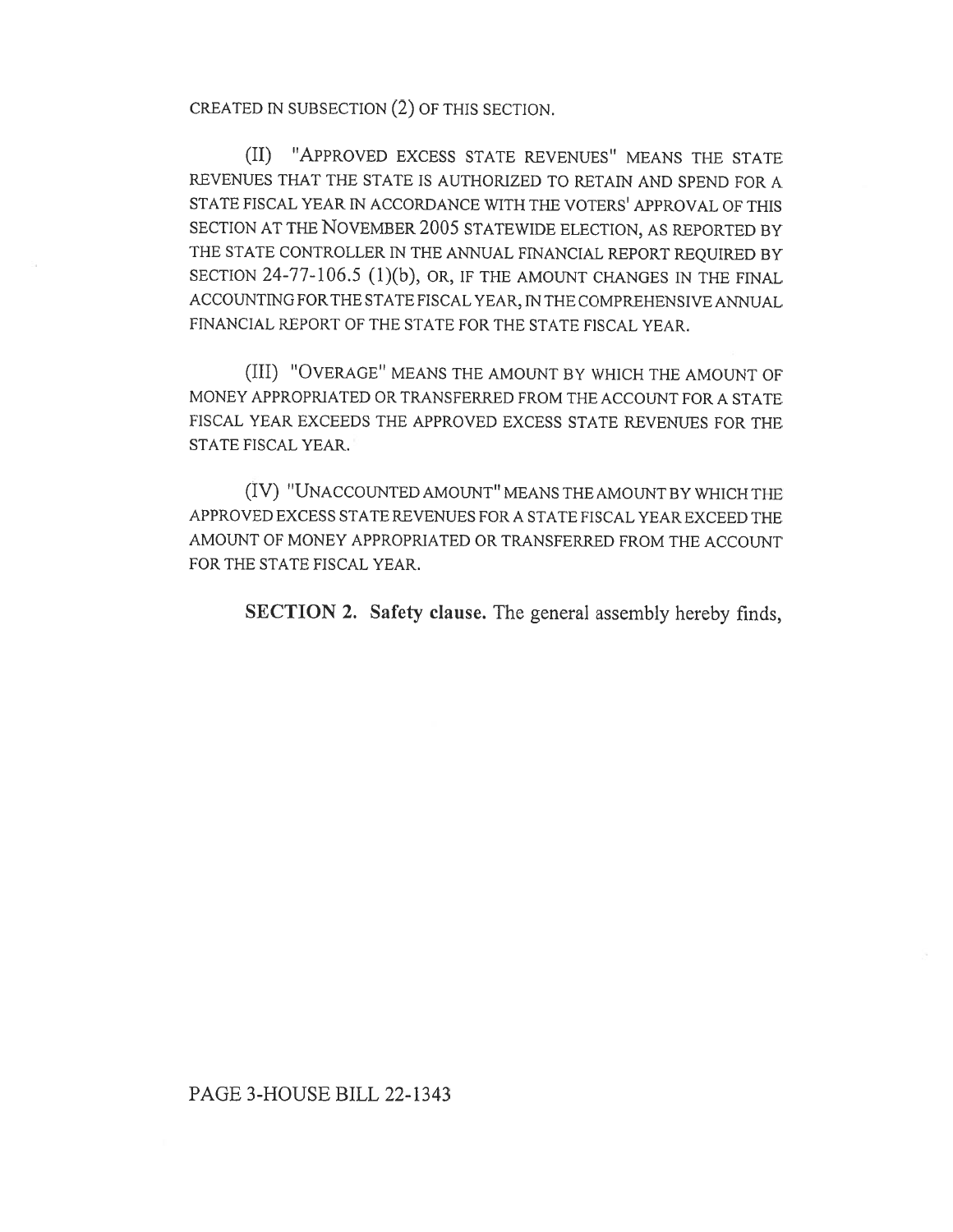CREATED IN SUBSECTION (2) OF THIS SECTION.

(II) "APPROVED EXCESS STATE REVENUES" MEANS THE STATE REVENUES THAT THE STATE IS AUTHORIZED TO RETAIN AND SPEND FOR A STATE FISCAL YEAR IN ACCORDANCE WITH THE VOTERS' APPROVAL OF THIS SECTION AT THE NOVEMBER 2005 STATEWIDE ELECTION, AS REPORTED BY THE STATE CONTROLLER IN THE ANNUAL FINANCIAL REPORT REQUIRED BY SECTION 24-77-106.5 (1)(b), OR, IF THE AMOUNT CHANGES IN THE FINAL ACCOUNTING FOR THE STATE FISCAL YEAR, IN THE COMPREHENSIVE ANNUAL FINANCIAL REPORT OF THE STATE FOR THE STATE FISCAL YEAR.

(III) "OVERAGE" MEANS THE AMOUNT BY WHICH THE AMOUNT OF MONEY APPROPRIATED OR TRANSFERRED FROM THE ACCOUNT FOR A STATE FISCAL YEAR EXCEEDS THE APPROVED EXCESS STATE REVENUES FOR THE STATE FISCAL YEAR.

(IV) "UNACCOUNTED AMOUNT" MEANS THE AMOUNT BY WHICH THE APPROVED EXCESS STATE REVENUES FOR A STATE FISCAL YEAR EXCEED THE AMOUNT OF MONEY APPROPRIATED OR TRANSFERRED FROM THE ACCOUNT FOR THE STATE FISCAL YEAR.

**SECTION 2. Safety clause.** The general assembly hereby finds,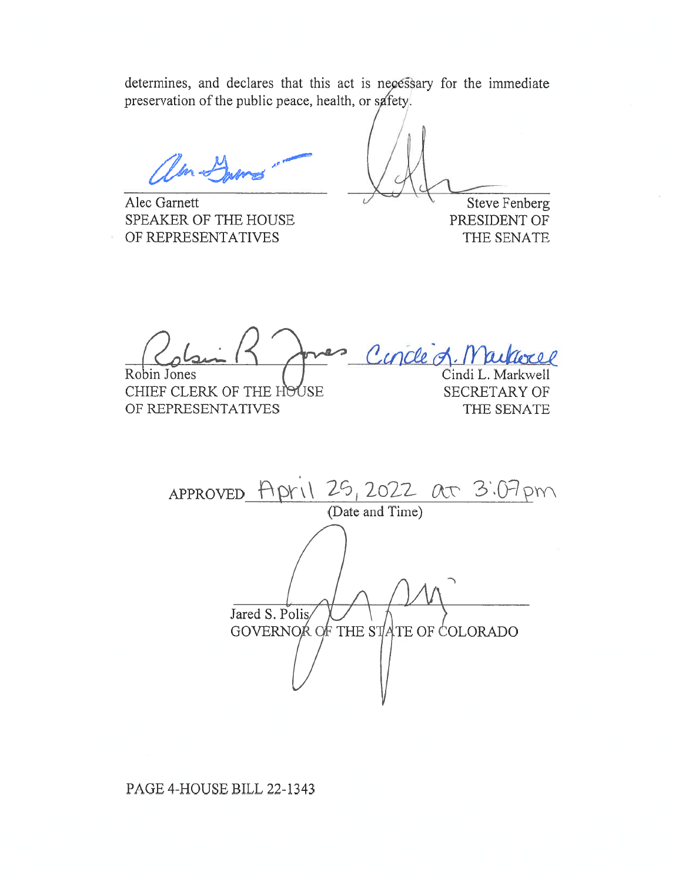determines, and declares that this act is necessary for the immediate preservation of the public peace, health, or safety.

Alec Garnett
SPEAKER OF THE HOUSE
OF REPRESENTATIVES

Steve Fenberg
PRESIDENT OF
THE SENATE

Robin Jones
CHIEF CLERK OF THE HOUSE
OF REPRESENTATIVES

Cindi L. Markwell
SECRETARY OF
THE SENATE

APPROVED April 25, 2022 at 3:07pm
(Date and Time)

Jared S. Polis
GOVERNOR OF THE STATE OF COLORADO

PAGE 4-HOUSE BILL 22-1343